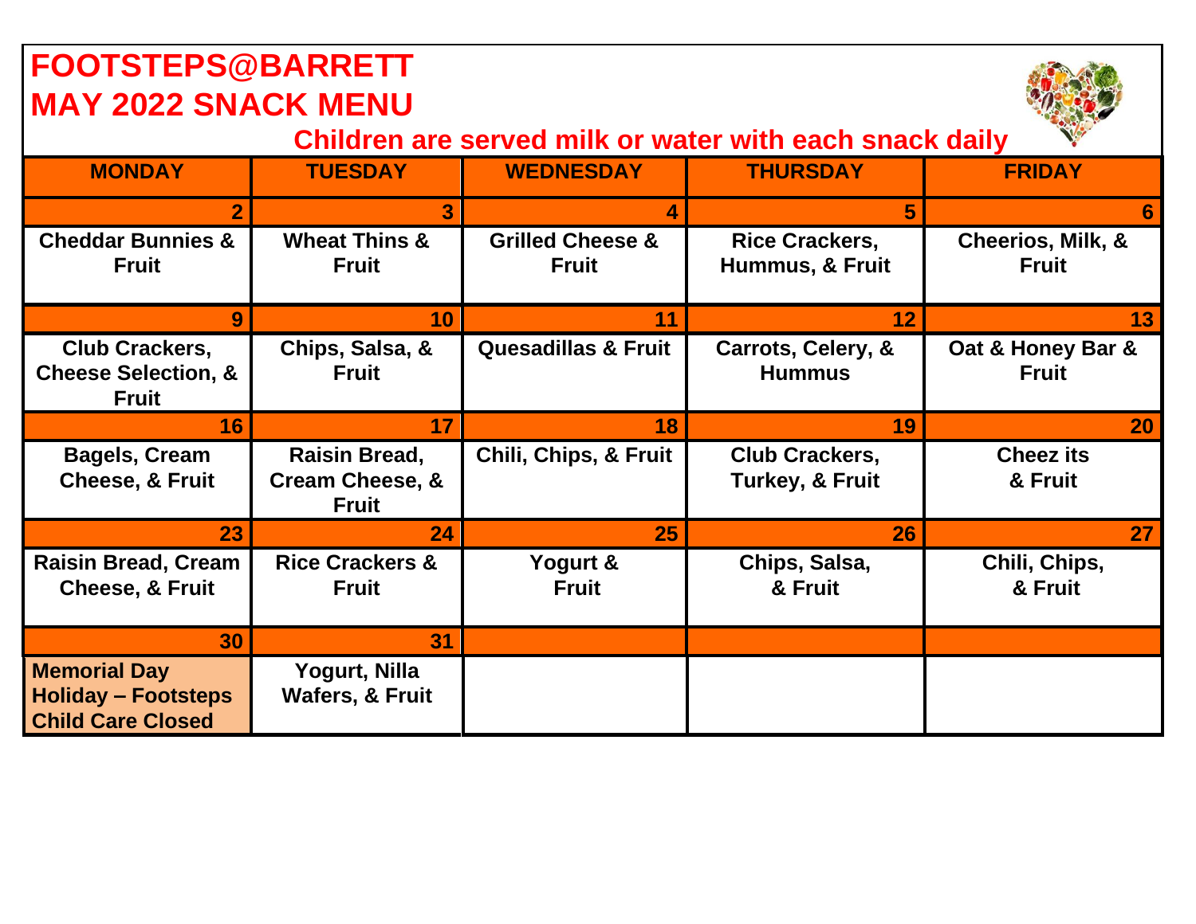# FOOTSTEPS@BARRETT
# MAY 2022 SNACK MENU

**Children are served milk or water with each snack daily**

| MONDAY | TUESDAY | WEDNESDAY | THURSDAY | FRIDAY |
|---|---|---|---|---|
| 2 | 3 | 4 | 5 | 6 |
| Cheddar Bunnies & Fruit | Wheat Thins & Fruit | Grilled Cheese & Fruit | Rice Crackers, Hummus, & Fruit | Cheerios, Milk, & Fruit |
| 9 | 10 | 11 | 12 | 13 |
| Club Crackers, Cheese Selection, & Fruit | Chips, Salsa, & Fruit | Quesadillas & Fruit | Carrots, Celery, & Hummus | Oat & Honey Bar & Fruit |
| 16 | 17 | 18 | 19 | 20 |
| Bagels, Cream Cheese, & Fruit | Raisin Bread, Cream Cheese, & Fruit | Chili, Chips, & Fruit | Club Crackers, Turkey, & Fruit | Cheez its & Fruit |
| 23 | 24 | 25 | 26 | 27 |
| Raisin Bread, Cream Cheese, & Fruit | Rice Crackers & Fruit | Yogurt & Fruit | Chips, Salsa, & Fruit | Chili, Chips, & Fruit |
| 30 | 31 | | | |
| Memorial Day Holiday – Footsteps Child Care Closed | Yogurt, Nilla Wafers, & Fruit | | | |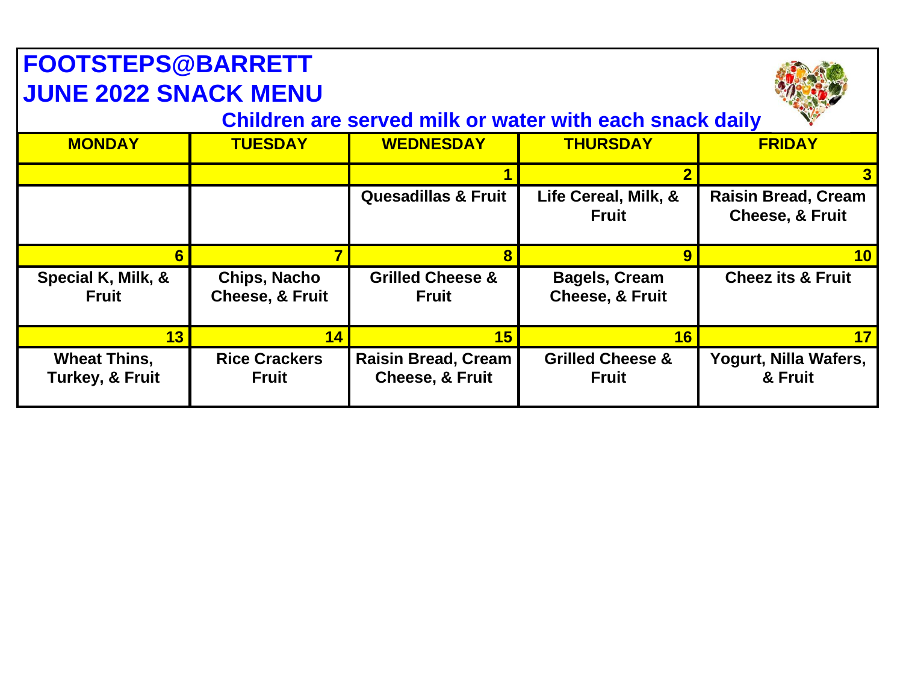# FOOTSTEPS@BARRETT
# JUNE 2022 SNACK MENU

**Children are served milk or water with each snack daily**

| MONDAY | TUESDAY | WEDNESDAY | THURSDAY | FRIDAY |
|---|---|---|---|---|
| | | 1 | 2 | 3 |
| | | Quesadillas & Fruit | Life Cereal, Milk, & Fruit | Raisin Bread, Cream Cheese, & Fruit |
| 6 | 7 | 8 | 9 | 10 |
| Special K, Milk, & Fruit | Chips, Nacho Cheese, & Fruit | Grilled Cheese & Fruit | Bagels, Cream Cheese, & Fruit | Cheez its & Fruit |
| 13 | 14 | 15 | 16 | 17 |
| Wheat Thins, Turkey, & Fruit | Rice Crackers Fruit | Raisin Bread, Cream Cheese, & Fruit | Grilled Cheese & Fruit | Yogurt, Nilla Wafers, & Fruit |